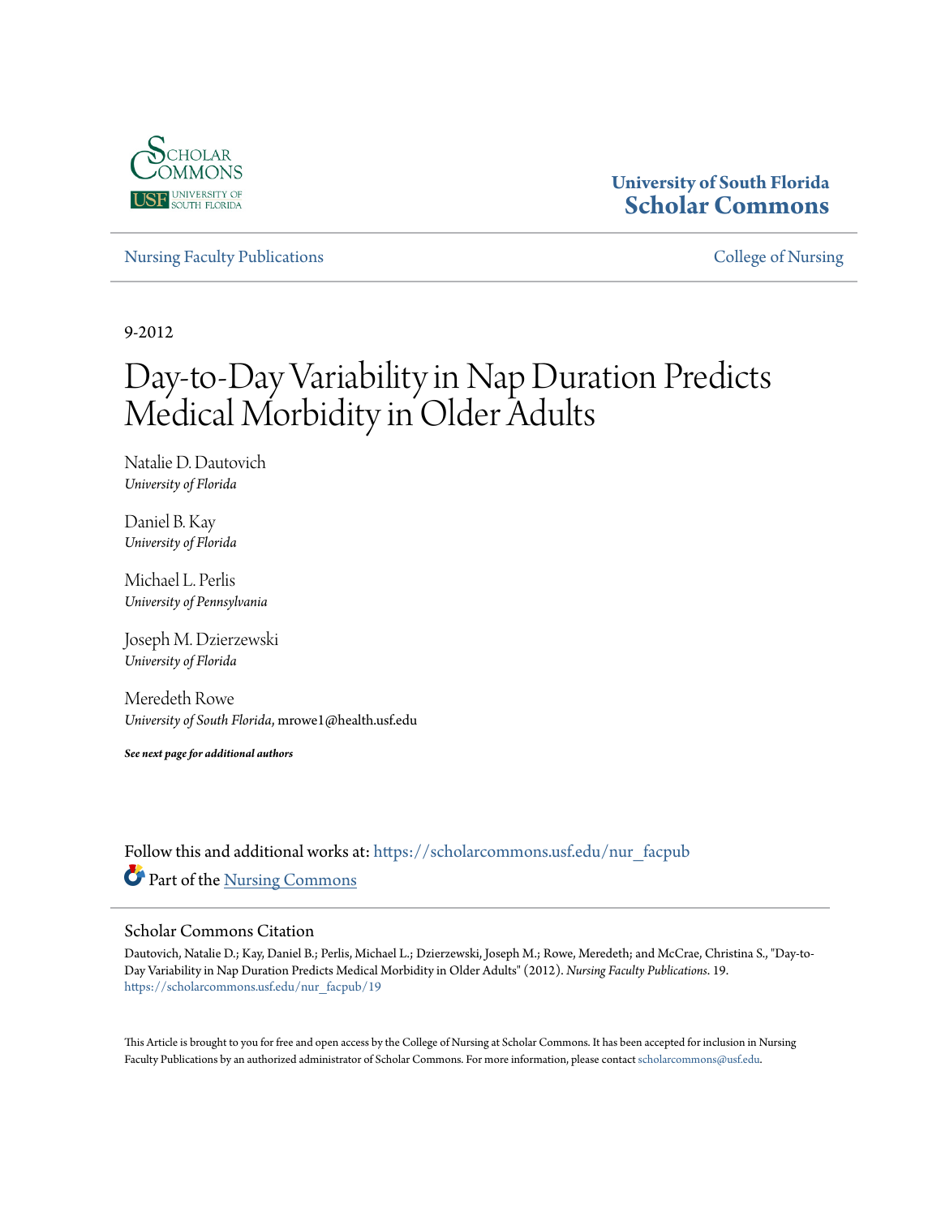University of South Florida
Scholar Commons

Nursing Faculty Publications | College of Nursing

9-2012

# Day-to-Day Variability in Nap Duration Predicts Medical Morbidity in Older Adults

Natalie D. Dautovich
*University of Florida*

Daniel B. Kay
*University of Florida*

Michael L. Perlis
*University of Pennsylvania*

Joseph M. Dzierzewski
*University of Florida*

Meredeth Rowe
*University of South Florida*, mrowe1@health.usf.edu

***See next page for additional authors***

Follow this and additional works at: https://scholarcommons.usf.edu/nur_facpub

Part of the Nursing Commons

## Scholar Commons Citation

Dautovich, Natalie D.; Kay, Daniel B.; Perlis, Michael L.; Dzierzewski, Joseph M.; Rowe, Meredeth; and McCrae, Christina S., "Day-to-Day Variability in Nap Duration Predicts Medical Morbidity in Older Adults" (2012). *Nursing Faculty Publications*. 19.
https://scholarcommons.usf.edu/nur_facpub/19

This Article is brought to you for free and open access by the College of Nursing at Scholar Commons. It has been accepted for inclusion in Nursing Faculty Publications by an authorized administrator of Scholar Commons. For more information, please contact scholarcommons@usf.edu.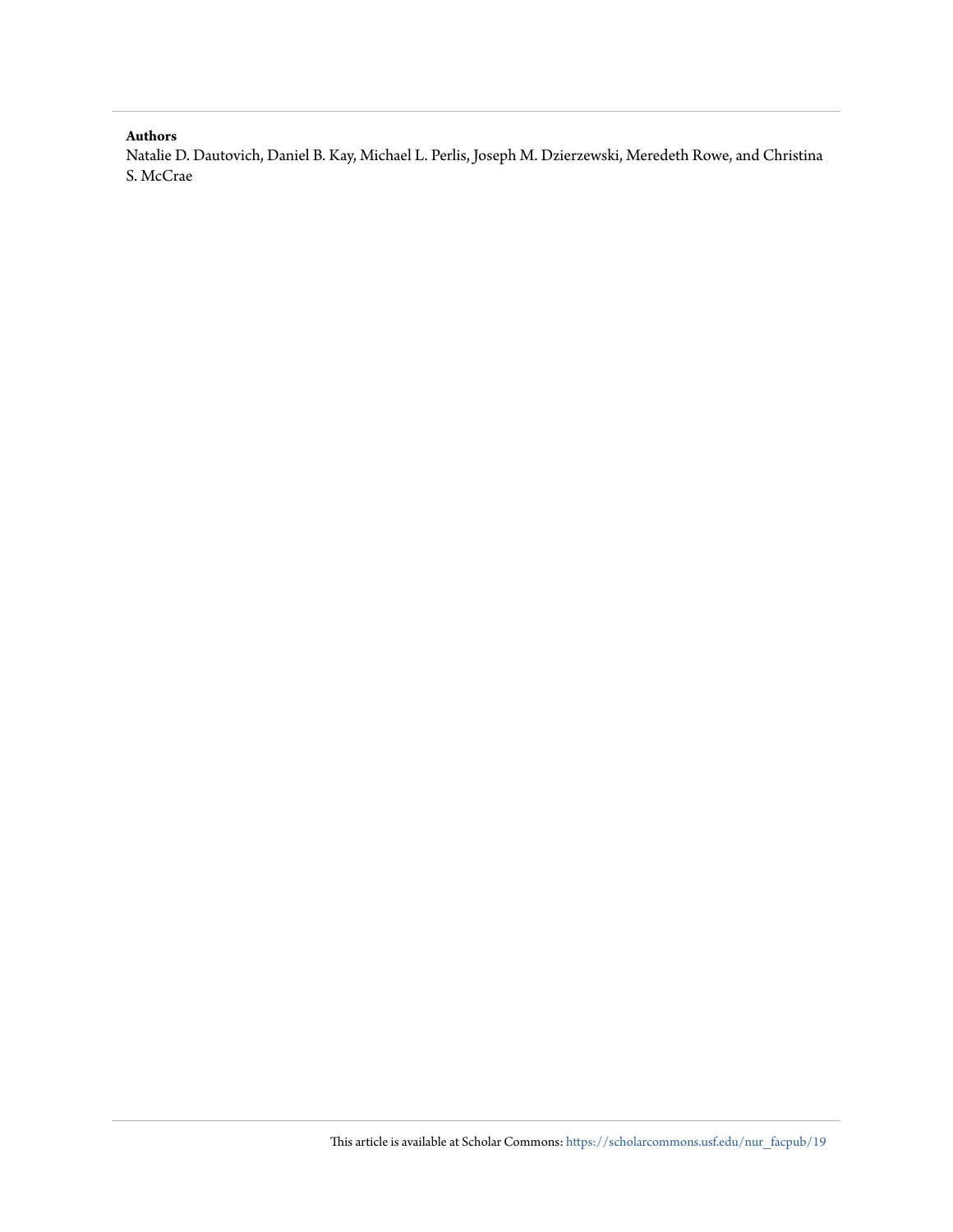**Authors**

Natalie D. Dautovich, Daniel B. Kay, Michael L. Perlis, Joseph M. Dzierzewski, Meredeth Rowe, and Christina S. McCrae

This article is available at Scholar Commons: https://scholarcommons.usf.edu/nur_facpub/19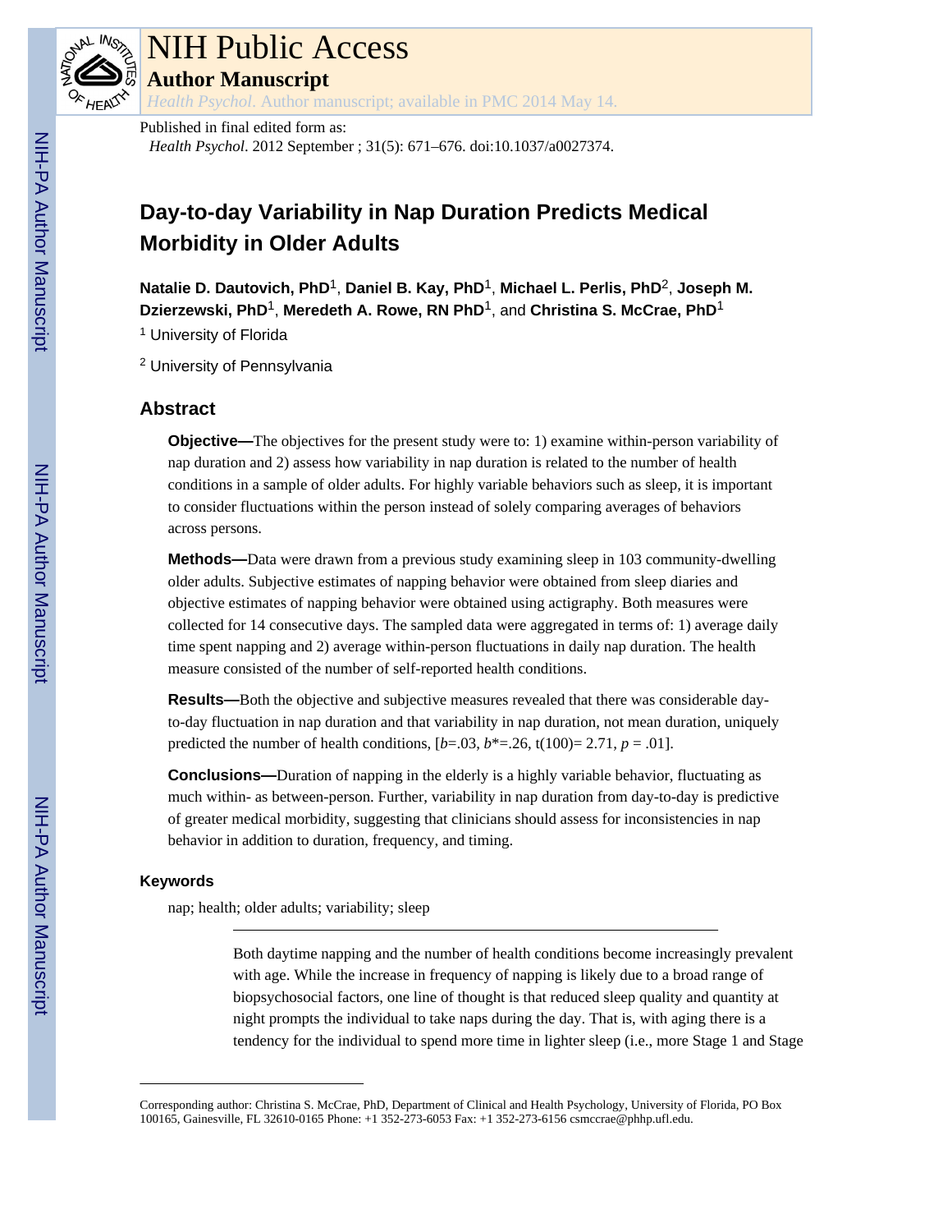NIH Public Access

**Author Manuscript**

*Health Psychol*. Author manuscript; available in PMC 2014 May 14.

Published in final edited form as:

*Health Psychol*. 2012 September ; 31(5): 671–676. doi:10.1037/a0027374.

# Day-to-day Variability in Nap Duration Predicts Medical Morbidity in Older Adults

**Natalie D. Dautovich, PhD**[1], **Daniel B. Kay, PhD**[1], **Michael L. Perlis, PhD**[2], **Joseph M. Dzierzewski, PhD**[1], **Meredeth A. Rowe, RN PhD**[1], and **Christina S. McCrae, PhD**[1]

[1] University of Florida

[2] University of Pennsylvania

## Abstract

**Objective—**The objectives for the present study were to: 1) examine within-person variability of nap duration and 2) assess how variability in nap duration is related to the number of health conditions in a sample of older adults. For highly variable behaviors such as sleep, it is important to consider fluctuations within the person instead of solely comparing averages of behaviors across persons.

**Methods—**Data were drawn from a previous study examining sleep in 103 community-dwelling older adults. Subjective estimates of napping behavior were obtained from sleep diaries and objective estimates of napping behavior were obtained using actigraphy. Both measures were collected for 14 consecutive days. The sampled data were aggregated in terms of: 1) average daily time spent napping and 2) average within-person fluctuations in daily nap duration. The health measure consisted of the number of self-reported health conditions.

**Results—**Both the objective and subjective measures revealed that there was considerable day-to-day fluctuation in nap duration and that variability in nap duration, not mean duration, uniquely predicted the number of health conditions, [$b$=.03, $b^*$=.26, $t(100)$= 2.71, $p$ = .01].

**Conclusions—**Duration of napping in the elderly is a highly variable behavior, fluctuating as much within- as between-person. Further, variability in nap duration from day-to-day is predictive of greater medical morbidity, suggesting that clinicians should assess for inconsistencies in nap behavior in addition to duration, frequency, and timing.

### Keywords

nap; health; older adults; variability; sleep

---

Both daytime napping and the number of health conditions become increasingly prevalent with age. While the increase in frequency of napping is likely due to a broad range of biopsychosocial factors, one line of thought is that reduced sleep quality and quantity at night prompts the individual to take naps during the day. That is, with aging there is a tendency for the individual to spend more time in lighter sleep (i.e., more Stage 1 and Stage

---

Corresponding author: Christina S. McCrae, PhD, Department of Clinical and Health Psychology, University of Florida, PO Box 100165, Gainesville, FL 32610-0165 Phone: +1 352-273-6053 Fax: +1 352-273-6156 csmccrae@phhp.ufl.edu.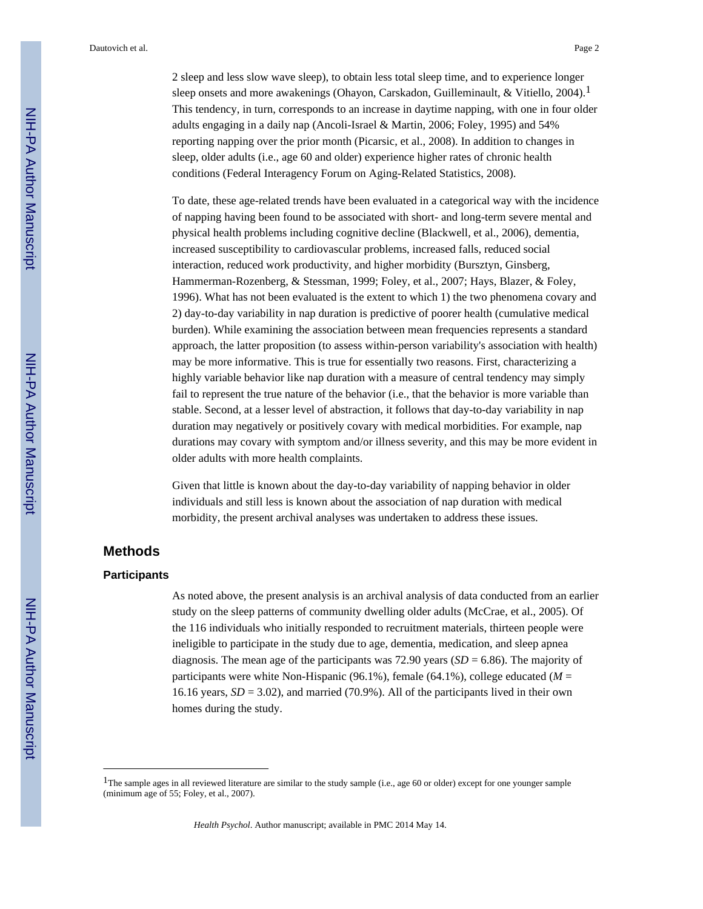2 sleep and less slow wave sleep), to obtain less total sleep time, and to experience longer sleep onsets and more awakenings (Ohayon, Carskadon, Guilleminault, & Vitiello, 2004).[1] This tendency, in turn, corresponds to an increase in daytime napping, with one in four older adults engaging in a daily nap (Ancoli-Israel & Martin, 2006; Foley, 1995) and 54% reporting napping over the prior month (Picarsic, et al., 2008). In addition to changes in sleep, older adults (i.e., age 60 and older) experience higher rates of chronic health conditions (Federal Interagency Forum on Aging-Related Statistics, 2008).

To date, these age-related trends have been evaluated in a categorical way with the incidence of napping having been found to be associated with short- and long-term severe mental and physical health problems including cognitive decline (Blackwell, et al., 2006), dementia, increased susceptibility to cardiovascular problems, increased falls, reduced social interaction, reduced work productivity, and higher morbidity (Bursztyn, Ginsberg, Hammerman-Rozenberg, & Stessman, 1999; Foley, et al., 2007; Hays, Blazer, & Foley, 1996). What has not been evaluated is the extent to which 1) the two phenomena covary and 2) day-to-day variability in nap duration is predictive of poorer health (cumulative medical burden). While examining the association between mean frequencies represents a standard approach, the latter proposition (to assess within-person variability's association with health) may be more informative. This is true for essentially two reasons. First, characterizing a highly variable behavior like nap duration with a measure of central tendency may simply fail to represent the true nature of the behavior (i.e., that the behavior is more variable than stable. Second, at a lesser level of abstraction, it follows that day-to-day variability in nap duration may negatively or positively covary with medical morbidities. For example, nap durations may covary with symptom and/or illness severity, and this may be more evident in older adults with more health complaints.

Given that little is known about the day-to-day variability of napping behavior in older individuals and still less is known about the association of nap duration with medical morbidity, the present archival analyses was undertaken to address these issues.

## Methods

### Participants

As noted above, the present analysis is an archival analysis of data conducted from an earlier study on the sleep patterns of community dwelling older adults (McCrae, et al., 2005). Of the 116 individuals who initially responded to recruitment materials, thirteen people were ineligible to participate in the study due to age, dementia, medication, and sleep apnea diagnosis. The mean age of the participants was 72.90 years (*SD* = 6.86). The majority of participants were white Non-Hispanic (96.1%), female (64.1%), college educated (*M* = 16.16 years, *SD* = 3.02), and married (70.9%). All of the participants lived in their own homes during the study.

---

[1]The sample ages in all reviewed literature are similar to the study sample (i.e., age 60 or older) except for one younger sample (minimum age of 55; Foley, et al., 2007).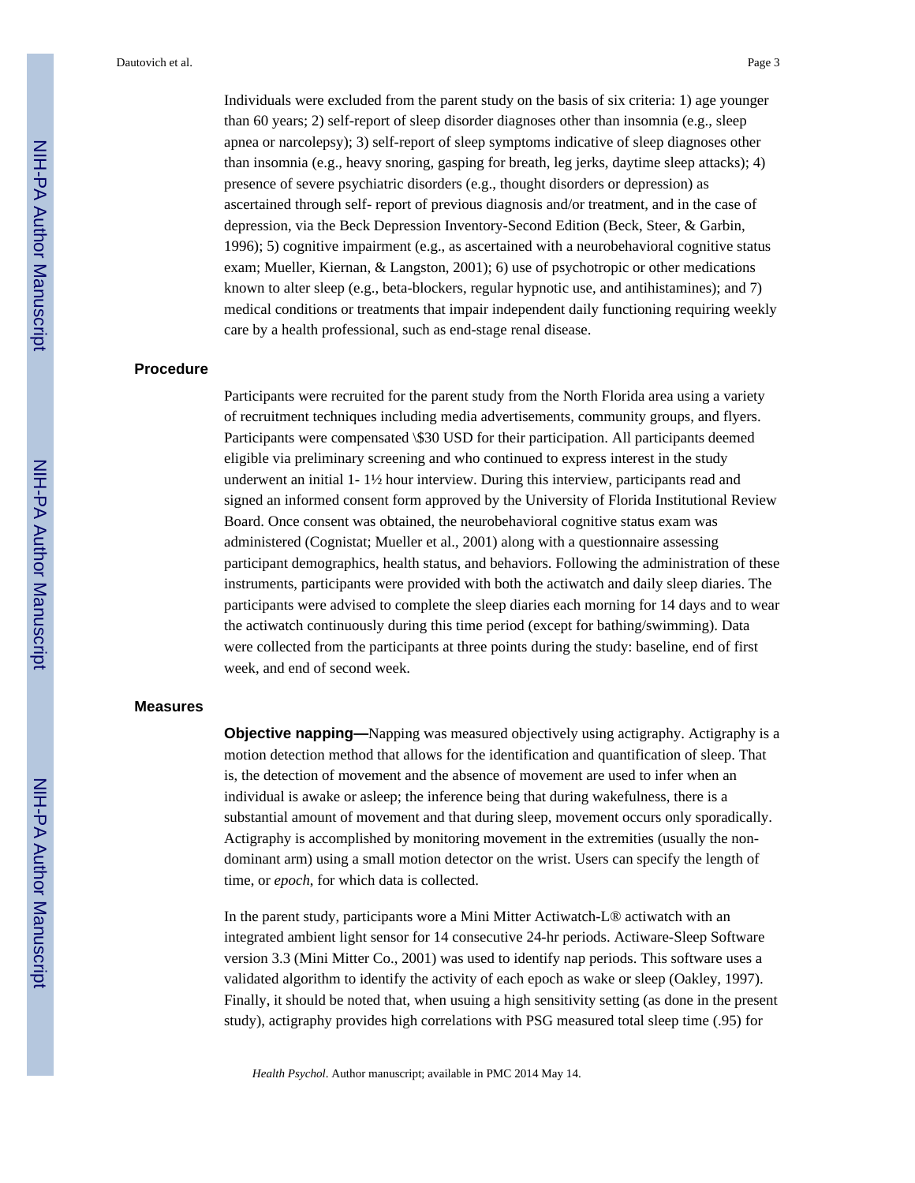Individuals were excluded from the parent study on the basis of six criteria: 1) age younger than 60 years; 2) self-report of sleep disorder diagnoses other than insomnia (e.g., sleep apnea or narcolepsy); 3) self-report of sleep symptoms indicative of sleep diagnoses other than insomnia (e.g., heavy snoring, gasping for breath, leg jerks, daytime sleep attacks); 4) presence of severe psychiatric disorders (e.g., thought disorders or depression) as ascertained through self- report of previous diagnosis and/or treatment, and in the case of depression, via the Beck Depression Inventory-Second Edition (Beck, Steer, & Garbin, 1996); 5) cognitive impairment (e.g., as ascertained with a neurobehavioral cognitive status exam; Mueller, Kiernan, & Langston, 2001); 6) use of psychotropic or other medications known to alter sleep (e.g., beta-blockers, regular hypnotic use, and antihistamines); and 7) medical conditions or treatments that impair independent daily functioning requiring weekly care by a health professional, such as end-stage renal disease.

## Procedure

Participants were recruited for the parent study from the North Florida area using a variety of recruitment techniques including media advertisements, community groups, and flyers. Participants were compensated $30 USD for their participation. All participants deemed eligible via preliminary screening and who continued to express interest in the study underwent an initial 1- 1½ hour interview. During this interview, participants read and signed an informed consent form approved by the University of Florida Institutional Review Board. Once consent was obtained, the neurobehavioral cognitive status exam was administered (Cognistat; Mueller et al., 2001) along with a questionnaire assessing participant demographics, health status, and behaviors. Following the administration of these instruments, participants were provided with both the actiwatch and daily sleep diaries. The participants were advised to complete the sleep diaries each morning for 14 days and to wear the actiwatch continuously during this time period (except for bathing/swimming). Data were collected from the participants at three points during the study: baseline, end of first week, and end of second week.

## Measures

**Objective napping—**Napping was measured objectively using actigraphy. Actigraphy is a motion detection method that allows for the identification and quantification of sleep. That is, the detection of movement and the absence of movement are used to infer when an individual is awake or asleep; the inference being that during wakefulness, there is a substantial amount of movement and that during sleep, movement occurs only sporadically. Actigraphy is accomplished by monitoring movement in the extremities (usually the non-dominant arm) using a small motion detector on the wrist. Users can specify the length of time, or *epoch*, for which data is collected.

In the parent study, participants wore a Mini Mitter Actiwatch-L® actiwatch with an integrated ambient light sensor for 14 consecutive 24-hr periods. Actiware-Sleep Software version 3.3 (Mini Mitter Co., 2001) was used to identify nap periods. This software uses a validated algorithm to identify the activity of each epoch as wake or sleep (Oakley, 1997). Finally, it should be noted that, when usuing a high sensitivity setting (as done in the present study), actigraphy provides high correlations with PSG measured total sleep time (.95) for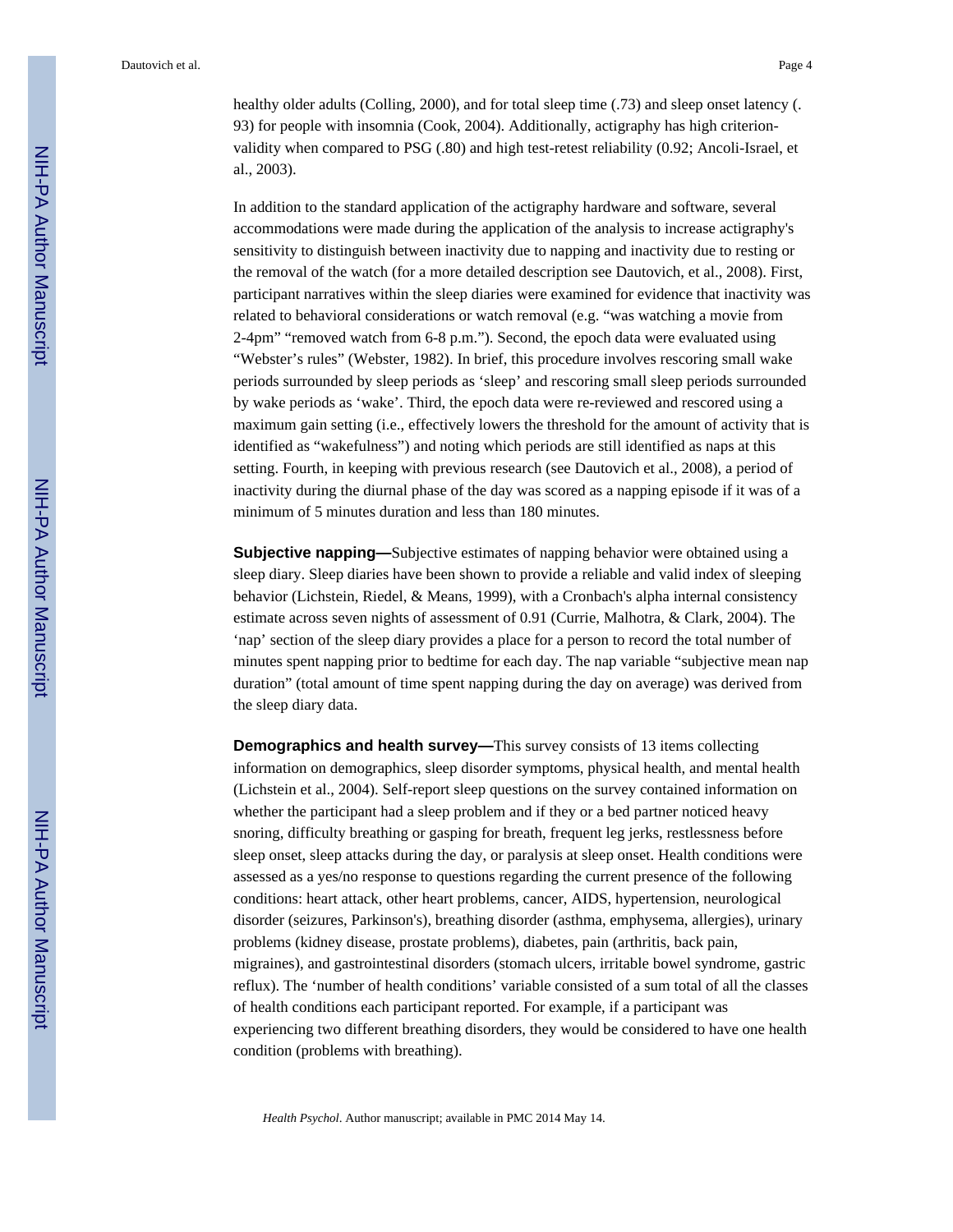healthy older adults (Colling, 2000), and for total sleep time (.73) and sleep onset latency (.93) for people with insomnia (Cook, 2004). Additionally, actigraphy has high criterion-validity when compared to PSG (.80) and high test-retest reliability (0.92; Ancoli-Israel, et al., 2003).

In addition to the standard application of the actigraphy hardware and software, several accommodations were made during the application of the analysis to increase actigraphy's sensitivity to distinguish between inactivity due to napping and inactivity due to resting or the removal of the watch (for a more detailed description see Dautovich, et al., 2008). First, participant narratives within the sleep diaries were examined for evidence that inactivity was related to behavioral considerations or watch removal (e.g. "was watching a movie from 2-4pm" "removed watch from 6-8 p.m."). Second, the epoch data were evaluated using "Webster's rules" (Webster, 1982). In brief, this procedure involves rescoring small wake periods surrounded by sleep periods as 'sleep' and rescoring small sleep periods surrounded by wake periods as 'wake'. Third, the epoch data were re-reviewed and rescored using a maximum gain setting (i.e., effectively lowers the threshold for the amount of activity that is identified as "wakefulness") and noting which periods are still identified as naps at this setting. Fourth, in keeping with previous research (see Dautovich et al., 2008), a period of inactivity during the diurnal phase of the day was scored as a napping episode if it was of a minimum of 5 minutes duration and less than 180 minutes.

**Subjective napping—**Subjective estimates of napping behavior were obtained using a sleep diary. Sleep diaries have been shown to provide a reliable and valid index of sleeping behavior (Lichstein, Riedel, & Means, 1999), with a Cronbach's alpha internal consistency estimate across seven nights of assessment of 0.91 (Currie, Malhotra, & Clark, 2004). The 'nap' section of the sleep diary provides a place for a person to record the total number of minutes spent napping prior to bedtime for each day. The nap variable "subjective mean nap duration" (total amount of time spent napping during the day on average) was derived from the sleep diary data.

**Demographics and health survey—**This survey consists of 13 items collecting information on demographics, sleep disorder symptoms, physical health, and mental health (Lichstein et al., 2004). Self-report sleep questions on the survey contained information on whether the participant had a sleep problem and if they or a bed partner noticed heavy snoring, difficulty breathing or gasping for breath, frequent leg jerks, restlessness before sleep onset, sleep attacks during the day, or paralysis at sleep onset. Health conditions were assessed as a yes/no response to questions regarding the current presence of the following conditions: heart attack, other heart problems, cancer, AIDS, hypertension, neurological disorder (seizures, Parkinson's), breathing disorder (asthma, emphysema, allergies), urinary problems (kidney disease, prostate problems), diabetes, pain (arthritis, back pain, migraines), and gastrointestinal disorders (stomach ulcers, irritable bowel syndrome, gastric reflux). The 'number of health conditions' variable consisted of a sum total of all the classes of health conditions each participant reported. For example, if a participant was experiencing two different breathing disorders, they would be considered to have one health condition (problems with breathing).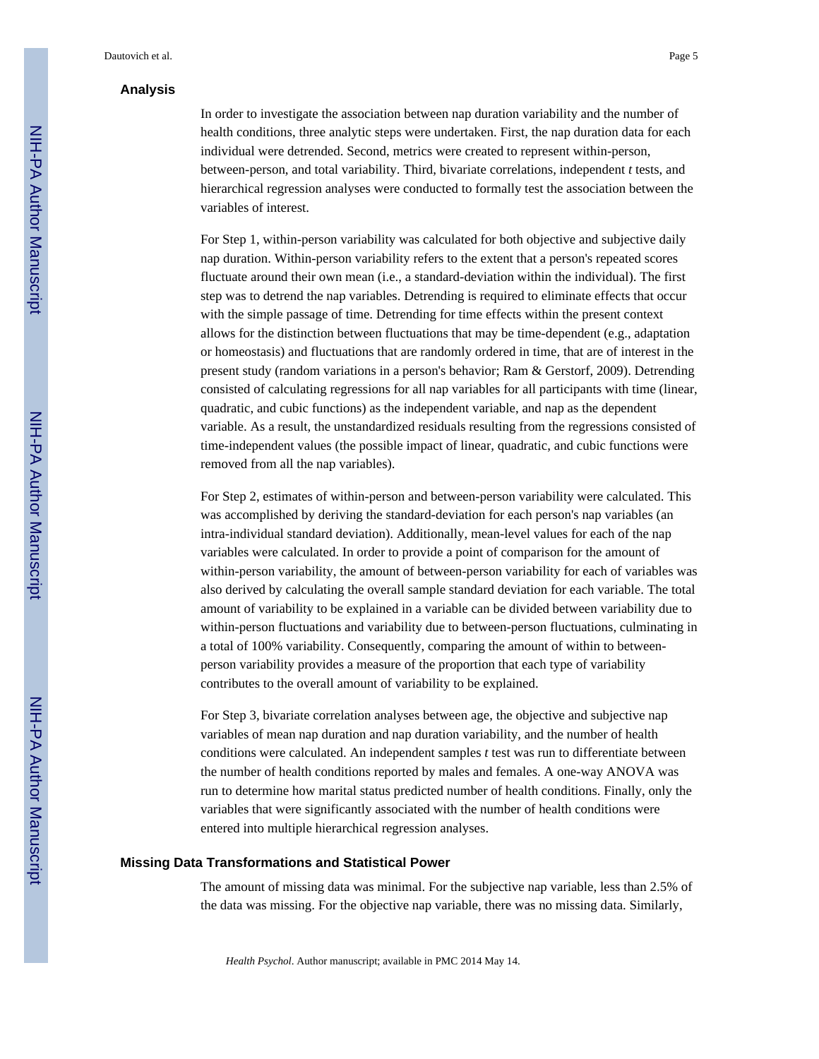### Analysis

In order to investigate the association between nap duration variability and the number of health conditions, three analytic steps were undertaken. First, the nap duration data for each individual were detrended. Second, metrics were created to represent within-person, between-person, and total variability. Third, bivariate correlations, independent *t* tests, and hierarchical regression analyses were conducted to formally test the association between the variables of interest.

For Step 1, within-person variability was calculated for both objective and subjective daily nap duration. Within-person variability refers to the extent that a person's repeated scores fluctuate around their own mean (i.e., a standard-deviation within the individual). The first step was to detrend the nap variables. Detrending is required to eliminate effects that occur with the simple passage of time. Detrending for time effects within the present context allows for the distinction between fluctuations that may be time-dependent (e.g., adaptation or homeostasis) and fluctuations that are randomly ordered in time, that are of interest in the present study (random variations in a person's behavior; Ram & Gerstorf, 2009). Detrending consisted of calculating regressions for all nap variables for all participants with time (linear, quadratic, and cubic functions) as the independent variable, and nap as the dependent variable. As a result, the unstandardized residuals resulting from the regressions consisted of time-independent values (the possible impact of linear, quadratic, and cubic functions were removed from all the nap variables).

For Step 2, estimates of within-person and between-person variability were calculated. This was accomplished by deriving the standard-deviation for each person's nap variables (an intra-individual standard deviation). Additionally, mean-level values for each of the nap variables were calculated. In order to provide a point of comparison for the amount of within-person variability, the amount of between-person variability for each of variables was also derived by calculating the overall sample standard deviation for each variable. The total amount of variability to be explained in a variable can be divided between variability due to within-person fluctuations and variability due to between-person fluctuations, culminating in a total of 100% variability. Consequently, comparing the amount of within to between-person variability provides a measure of the proportion that each type of variability contributes to the overall amount of variability to be explained.

For Step 3, bivariate correlation analyses between age, the objective and subjective nap variables of mean nap duration and nap duration variability, and the number of health conditions were calculated. An independent samples *t* test was run to differentiate between the number of health conditions reported by males and females. A one-way ANOVA was run to determine how marital status predicted number of health conditions. Finally, only the variables that were significantly associated with the number of health conditions were entered into multiple hierarchical regression analyses.

### Missing Data Transformations and Statistical Power

The amount of missing data was minimal. For the subjective nap variable, less than 2.5% of the data was missing. For the objective nap variable, there was no missing data. Similarly,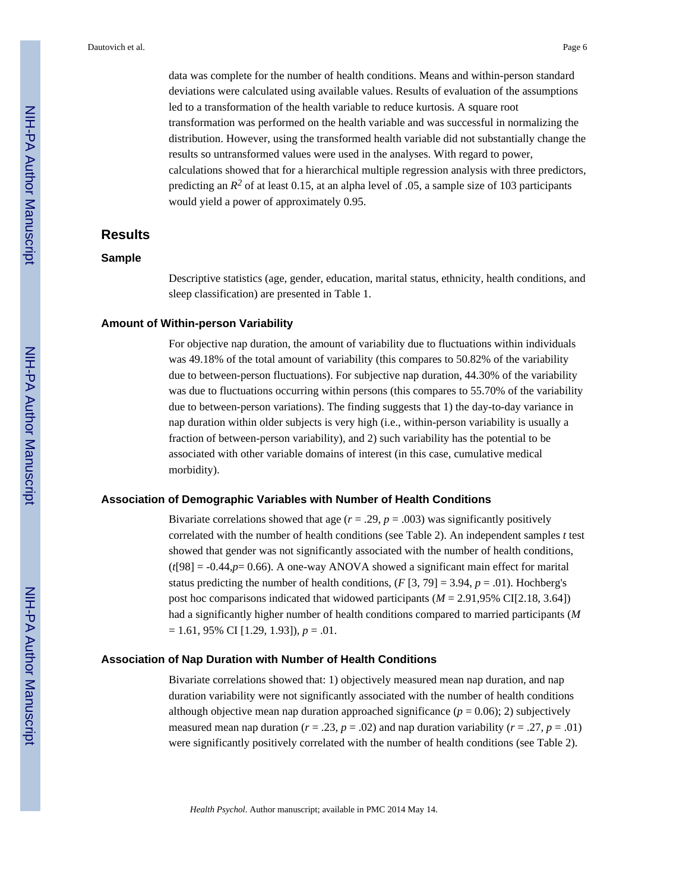data was complete for the number of health conditions. Means and within-person standard deviations were calculated using available values. Results of evaluation of the assumptions led to a transformation of the health variable to reduce kurtosis. A square root transformation was performed on the health variable and was successful in normalizing the distribution. However, using the transformed health variable did not substantially change the results so untransformed values were used in the analyses. With regard to power, calculations showed that for a hierarchical multiple regression analysis with three predictors, predicting an $R^2$ of at least 0.15, at an alpha level of .05, a sample size of 103 participants would yield a power of approximately 0.95.

## Results

### Sample

Descriptive statistics (age, gender, education, marital status, ethnicity, health conditions, and sleep classification) are presented in Table 1.

### Amount of Within-person Variability

For objective nap duration, the amount of variability due to fluctuations within individuals was 49.18% of the total amount of variability (this compares to 50.82% of the variability due to between-person fluctuations). For subjective nap duration, 44.30% of the variability was due to fluctuations occurring within persons (this compares to 55.70% of the variability due to between-person variations). The finding suggests that 1) the day-to-day variance in nap duration within older subjects is very high (i.e., within-person variability is usually a fraction of between-person variability), and 2) such variability has the potential to be associated with other variable domains of interest (in this case, cumulative medical morbidity).

### Association of Demographic Variables with Number of Health Conditions

Bivariate correlations showed that age ($r = .29$, $p = .003$) was significantly positively correlated with the number of health conditions (see Table 2). An independent samples *t* test showed that gender was not significantly associated with the number of health conditions, ($t[98] = -0.44, p = 0.66$). A one-way ANOVA showed a significant main effect for marital status predicting the number of health conditions, ($F\ [3, 79] = 3.94$, $p = .01$). Hochberg's post hoc comparisons indicated that widowed participants ($M = 2.91$,95% CI[2.18, 3.64]) had a significantly higher number of health conditions compared to married participants ($M = 1.61$, 95% CI [1.29, 1.93]), $p = .01$.

### Association of Nap Duration with Number of Health Conditions

Bivariate correlations showed that: 1) objectively measured mean nap duration, and nap duration variability were not significantly associated with the number of health conditions although objective mean nap duration approached significance ($p = 0.06$); 2) subjectively measured mean nap duration ($r = .23$, $p = .02$) and nap duration variability ($r = .27$, $p = .01$) were significantly positively correlated with the number of health conditions (see Table 2).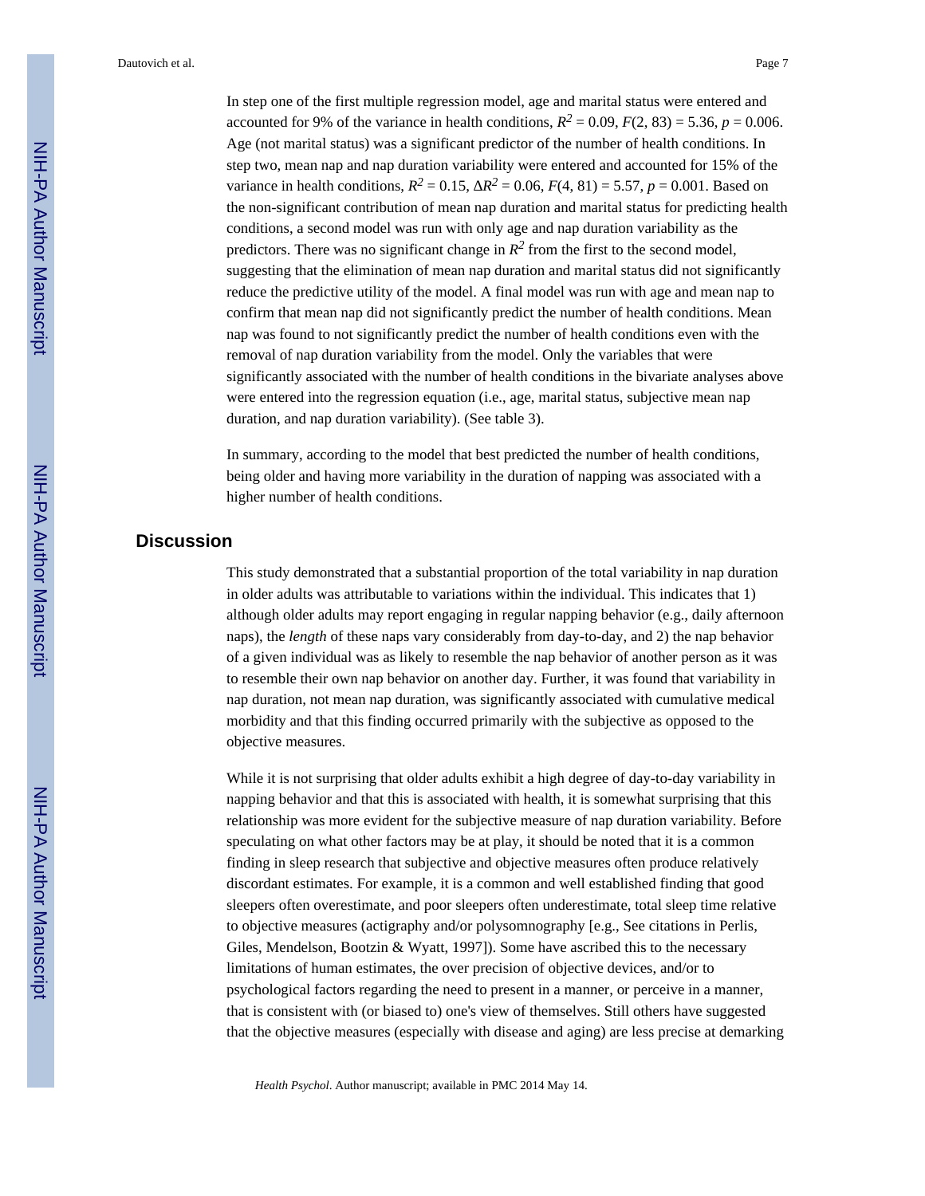In step one of the first multiple regression model, age and marital status were entered and accounted for 9% of the variance in health conditions, $R^2 = 0.09$, $F(2, 83) = 5.36$, $p = 0.006$. Age (not marital status) was a significant predictor of the number of health conditions. In step two, mean nap and nap duration variability were entered and accounted for 15% of the variance in health conditions, $R^2 = 0.15$, $\Delta R^2 = 0.06$, $F(4, 81) = 5.57$, $p = 0.001$. Based on the non-significant contribution of mean nap duration and marital status for predicting health conditions, a second model was run with only age and nap duration variability as the predictors. There was no significant change in $R^2$ from the first to the second model, suggesting that the elimination of mean nap duration and marital status did not significantly reduce the predictive utility of the model. A final model was run with age and mean nap to confirm that mean nap did not significantly predict the number of health conditions. Mean nap was found to not significantly predict the number of health conditions even with the removal of nap duration variability from the model. Only the variables that were significantly associated with the number of health conditions in the bivariate analyses above were entered into the regression equation (i.e., age, marital status, subjective mean nap duration, and nap duration variability). (See table 3).

In summary, according to the model that best predicted the number of health conditions, being older and having more variability in the duration of napping was associated with a higher number of health conditions.

## Discussion

This study demonstrated that a substantial proportion of the total variability in nap duration in older adults was attributable to variations within the individual. This indicates that 1) although older adults may report engaging in regular napping behavior (e.g., daily afternoon naps), the *length* of these naps vary considerably from day-to-day, and 2) the nap behavior of a given individual was as likely to resemble the nap behavior of another person as it was to resemble their own nap behavior on another day. Further, it was found that variability in nap duration, not mean nap duration, was significantly associated with cumulative medical morbidity and that this finding occurred primarily with the subjective as opposed to the objective measures.

While it is not surprising that older adults exhibit a high degree of day-to-day variability in napping behavior and that this is associated with health, it is somewhat surprising that this relationship was more evident for the subjective measure of nap duration variability. Before speculating on what other factors may be at play, it should be noted that it is a common finding in sleep research that subjective and objective measures often produce relatively discordant estimates. For example, it is a common and well established finding that good sleepers often overestimate, and poor sleepers often underestimate, total sleep time relative to objective measures (actigraphy and/or polysomnography [e.g., See citations in Perlis, Giles, Mendelson, Bootzin & Wyatt, 1997]). Some have ascribed this to the necessary limitations of human estimates, the over precision of objective devices, and/or to psychological factors regarding the need to present in a manner, or perceive in a manner, that is consistent with (or biased to) one's view of themselves. Still others have suggested that the objective measures (especially with disease and aging) are less precise at demarking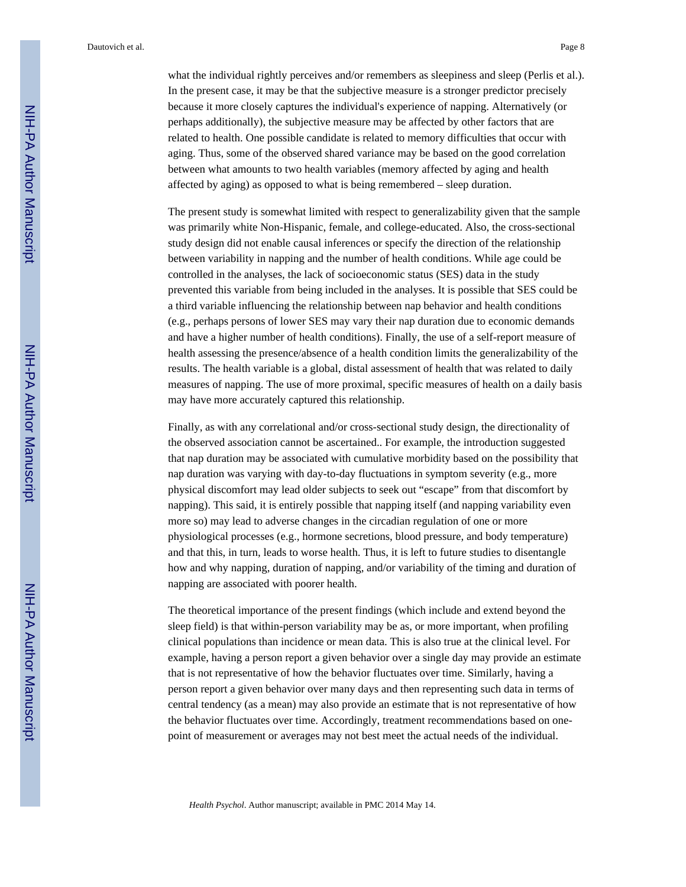what the individual rightly perceives and/or remembers as sleepiness and sleep (Perlis et al.). In the present case, it may be that the subjective measure is a stronger predictor precisely because it more closely captures the individual's experience of napping. Alternatively (or perhaps additionally), the subjective measure may be affected by other factors that are related to health. One possible candidate is related to memory difficulties that occur with aging. Thus, some of the observed shared variance may be based on the good correlation between what amounts to two health variables (memory affected by aging and health affected by aging) as opposed to what is being remembered – sleep duration.

The present study is somewhat limited with respect to generalizability given that the sample was primarily white Non-Hispanic, female, and college-educated. Also, the cross-sectional study design did not enable causal inferences or specify the direction of the relationship between variability in napping and the number of health conditions. While age could be controlled in the analyses, the lack of socioeconomic status (SES) data in the study prevented this variable from being included in the analyses. It is possible that SES could be a third variable influencing the relationship between nap behavior and health conditions (e.g., perhaps persons of lower SES may vary their nap duration due to economic demands and have a higher number of health conditions). Finally, the use of a self-report measure of health assessing the presence/absence of a health condition limits the generalizability of the results. The health variable is a global, distal assessment of health that was related to daily measures of napping. The use of more proximal, specific measures of health on a daily basis may have more accurately captured this relationship.

Finally, as with any correlational and/or cross-sectional study design, the directionality of the observed association cannot be ascertained.. For example, the introduction suggested that nap duration may be associated with cumulative morbidity based on the possibility that nap duration was varying with day-to-day fluctuations in symptom severity (e.g., more physical discomfort may lead older subjects to seek out "escape" from that discomfort by napping). This said, it is entirely possible that napping itself (and napping variability even more so) may lead to adverse changes in the circadian regulation of one or more physiological processes (e.g., hormone secretions, blood pressure, and body temperature) and that this, in turn, leads to worse health. Thus, it is left to future studies to disentangle how and why napping, duration of napping, and/or variability of the timing and duration of napping are associated with poorer health.

The theoretical importance of the present findings (which include and extend beyond the sleep field) is that within-person variability may be as, or more important, when profiling clinical populations than incidence or mean data. This is also true at the clinical level. For example, having a person report a given behavior over a single day may provide an estimate that is not representative of how the behavior fluctuates over time. Similarly, having a person report a given behavior over many days and then representing such data in terms of central tendency (as a mean) may also provide an estimate that is not representative of how the behavior fluctuates over time. Accordingly, treatment recommendations based on one-point of measurement or averages may not best meet the actual needs of the individual.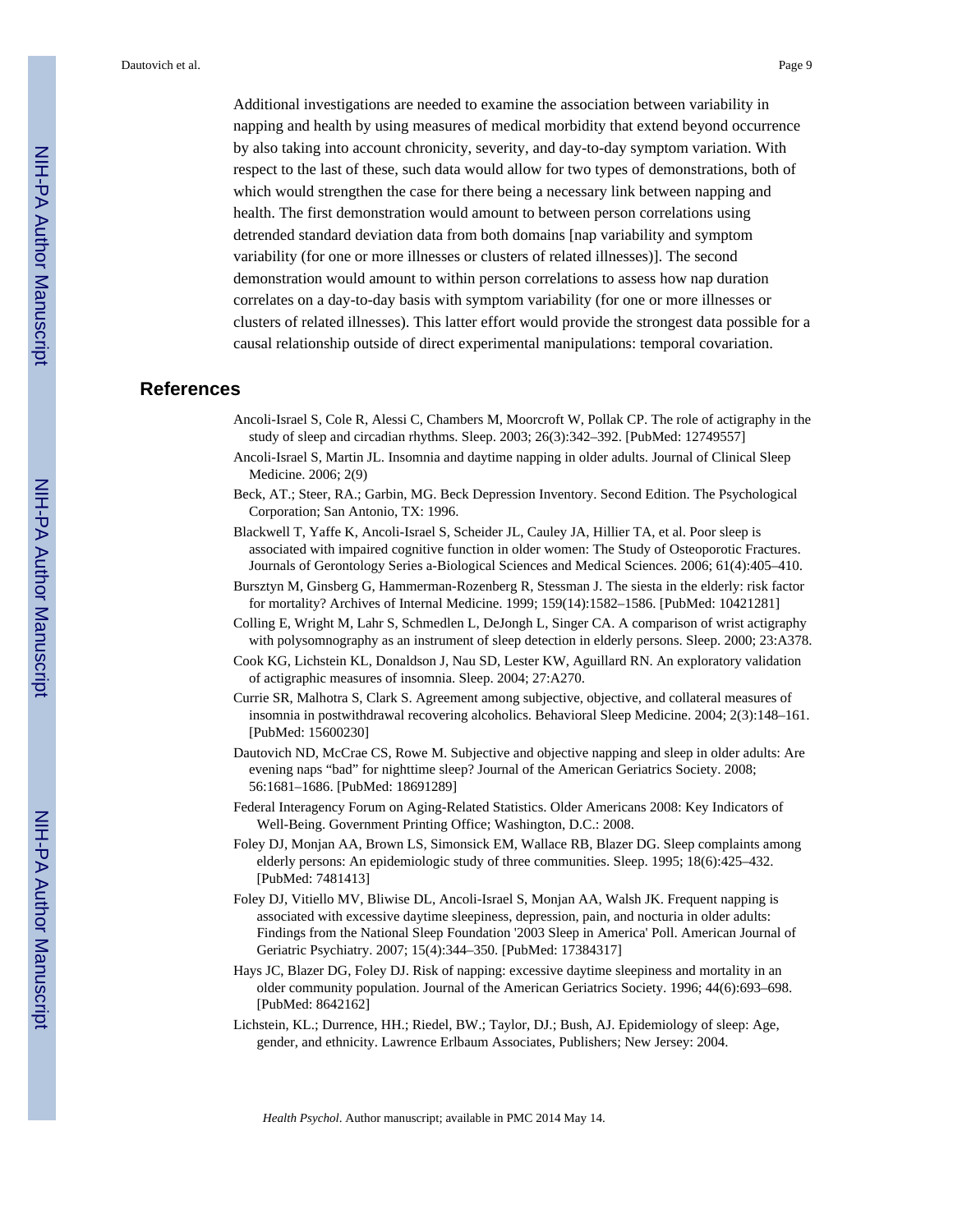Additional investigations are needed to examine the association between variability in napping and health by using measures of medical morbidity that extend beyond occurrence by also taking into account chronicity, severity, and day-to-day symptom variation. With respect to the last of these, such data would allow for two types of demonstrations, both of which would strengthen the case for there being a necessary link between napping and health. The first demonstration would amount to between person correlations using detrended standard deviation data from both domains [nap variability and symptom variability (for one or more illnesses or clusters of related illnesses)]. The second demonstration would amount to within person correlations to assess how nap duration correlates on a day-to-day basis with symptom variability (for one or more illnesses or clusters of related illnesses). This latter effort would provide the strongest data possible for a causal relationship outside of direct experimental manipulations: temporal covariation.

## References

Ancoli-Israel S, Cole R, Alessi C, Chambers M, Moorcroft W, Pollak CP. The role of actigraphy in the study of sleep and circadian rhythms. Sleep. 2003; 26(3):342–392. [PubMed: 12749557]

Ancoli-Israel S, Martin JL. Insomnia and daytime napping in older adults. Journal of Clinical Sleep Medicine. 2006; 2(9)

Beck, AT.; Steer, RA.; Garbin, MG. Beck Depression Inventory. Second Edition. The Psychological Corporation; San Antonio, TX: 1996.

Blackwell T, Yaffe K, Ancoli-Israel S, Scheider JL, Cauley JA, Hillier TA, et al. Poor sleep is associated with impaired cognitive function in older women: The Study of Osteoporotic Fractures. Journals of Gerontology Series a-Biological Sciences and Medical Sciences. 2006; 61(4):405–410.

Bursztyn M, Ginsberg G, Hammerman-Rozenberg R, Stessman J. The siesta in the elderly: risk factor for mortality? Archives of Internal Medicine. 1999; 159(14):1582–1586. [PubMed: 10421281]

Colling E, Wright M, Lahr S, Schmedlen L, DeJongh L, Singer CA. A comparison of wrist actigraphy with polysomnography as an instrument of sleep detection in elderly persons. Sleep. 2000; 23:A378.

Cook KG, Lichstein KL, Donaldson J, Nau SD, Lester KW, Aguillard RN. An exploratory validation of actigraphic measures of insomnia. Sleep. 2004; 27:A270.

Currie SR, Malhotra S, Clark S. Agreement among subjective, objective, and collateral measures of insomnia in postwithdrawal recovering alcoholics. Behavioral Sleep Medicine. 2004; 2(3):148–161. [PubMed: 15600230]

Dautovich ND, McCrae CS, Rowe M. Subjective and objective napping and sleep in older adults: Are evening naps "bad" for nighttime sleep? Journal of the American Geriatrics Society. 2008; 56:1681–1686. [PubMed: 18691289]

Federal Interagency Forum on Aging-Related Statistics. Older Americans 2008: Key Indicators of Well-Being. Government Printing Office; Washington, D.C.: 2008.

Foley DJ, Monjan AA, Brown LS, Simonsick EM, Wallace RB, Blazer DG. Sleep complaints among elderly persons: An epidemiologic study of three communities. Sleep. 1995; 18(6):425–432. [PubMed: 7481413]

Foley DJ, Vitiello MV, Bliwise DL, Ancoli-Israel S, Monjan AA, Walsh JK. Frequent napping is associated with excessive daytime sleepiness, depression, pain, and nocturia in older adults: Findings from the National Sleep Foundation '2003 Sleep in America' Poll. American Journal of Geriatric Psychiatry. 2007; 15(4):344–350. [PubMed: 17384317]

Hays JC, Blazer DG, Foley DJ. Risk of napping: excessive daytime sleepiness and mortality in an older community population. Journal of the American Geriatrics Society. 1996; 44(6):693–698. [PubMed: 8642162]

Lichstein, KL.; Durrence, HH.; Riedel, BW.; Taylor, DJ.; Bush, AJ. Epidemiology of sleep: Age, gender, and ethnicity. Lawrence Erlbaum Associates, Publishers; New Jersey: 2004.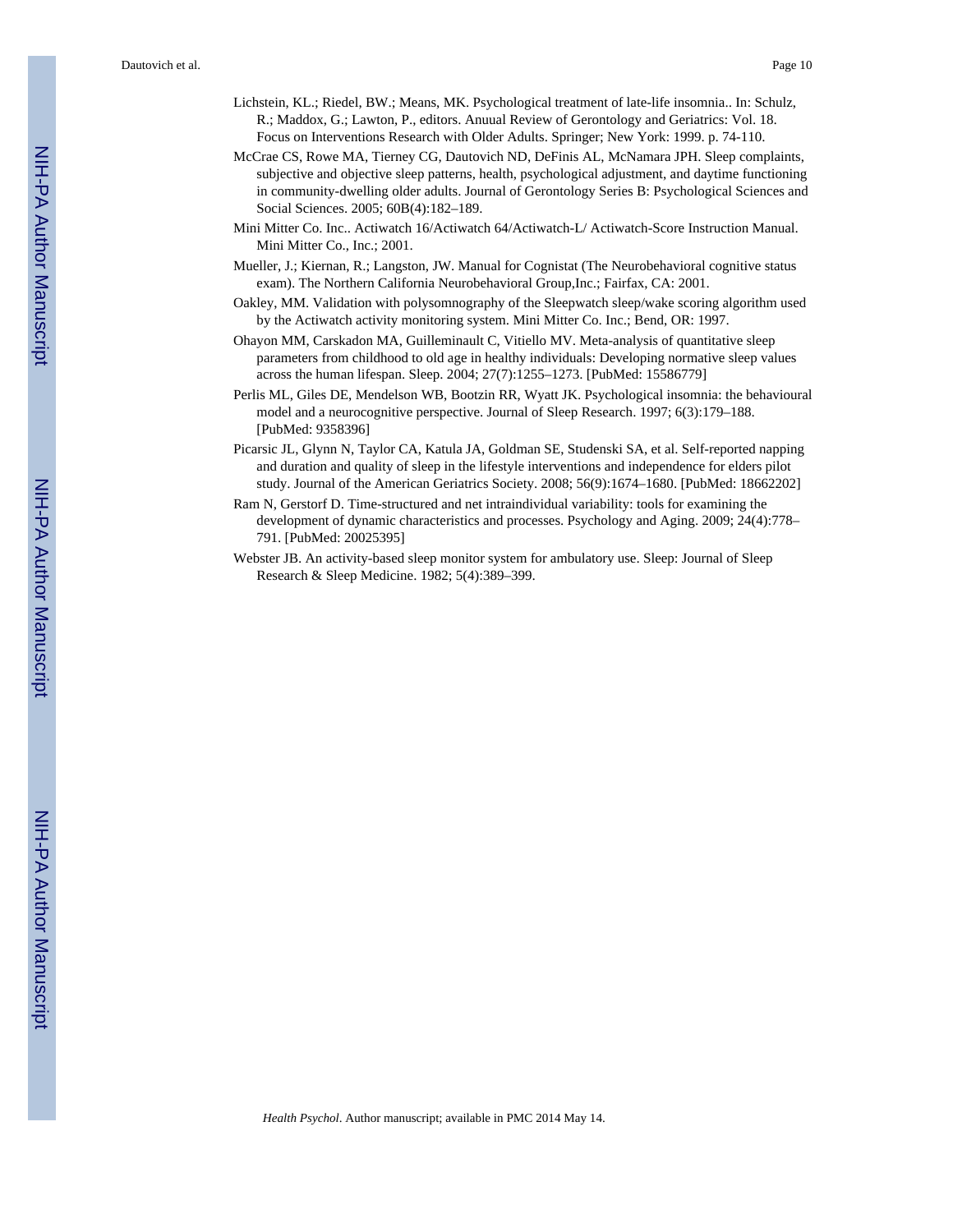Lichstein, KL.; Riedel, BW.; Means, MK. Psychological treatment of late-life insomnia.. In: Schulz, R.; Maddox, G.; Lawton, P., editors. Anuual Review of Gerontology and Geriatrics: Vol. 18. Focus on Interventions Research with Older Adults. Springer; New York: 1999. p. 74-110.

McCrae CS, Rowe MA, Tierney CG, Dautovich ND, DeFinis AL, McNamara JPH. Sleep complaints, subjective and objective sleep patterns, health, psychological adjustment, and daytime functioning in community-dwelling older adults. Journal of Gerontology Series B: Psychological Sciences and Social Sciences. 2005; 60B(4):182–189.

Mini Mitter Co. Inc.. Actiwatch 16/Actiwatch 64/Actiwatch-L/ Actiwatch-Score Instruction Manual. Mini Mitter Co., Inc.; 2001.

Mueller, J.; Kiernan, R.; Langston, JW. Manual for Cognistat (The Neurobehavioral cognitive status exam). The Northern California Neurobehavioral Group,Inc.; Fairfax, CA: 2001.

Oakley, MM. Validation with polysomnography of the Sleepwatch sleep/wake scoring algorithm used by the Actiwatch activity monitoring system. Mini Mitter Co. Inc.; Bend, OR: 1997.

Ohayon MM, Carskadon MA, Guilleminault C, Vitiello MV. Meta-analysis of quantitative sleep parameters from childhood to old age in healthy individuals: Developing normative sleep values across the human lifespan. Sleep. 2004; 27(7):1255–1273. [PubMed: 15586779]

Perlis ML, Giles DE, Mendelson WB, Bootzin RR, Wyatt JK. Psychological insomnia: the behavioural model and a neurocognitive perspective. Journal of Sleep Research. 1997; 6(3):179–188. [PubMed: 9358396]

Picarsic JL, Glynn N, Taylor CA, Katula JA, Goldman SE, Studenski SA, et al. Self-reported napping and duration and quality of sleep in the lifestyle interventions and independence for elders pilot study. Journal of the American Geriatrics Society. 2008; 56(9):1674–1680. [PubMed: 18662202]

Ram N, Gerstorf D. Time-structured and net intraindividual variability: tools for examining the development of dynamic characteristics and processes. Psychology and Aging. 2009; 24(4):778–791. [PubMed: 20025395]

Webster JB. An activity-based sleep monitor system for ambulatory use. Sleep: Journal of Sleep Research & Sleep Medicine. 1982; 5(4):389–399.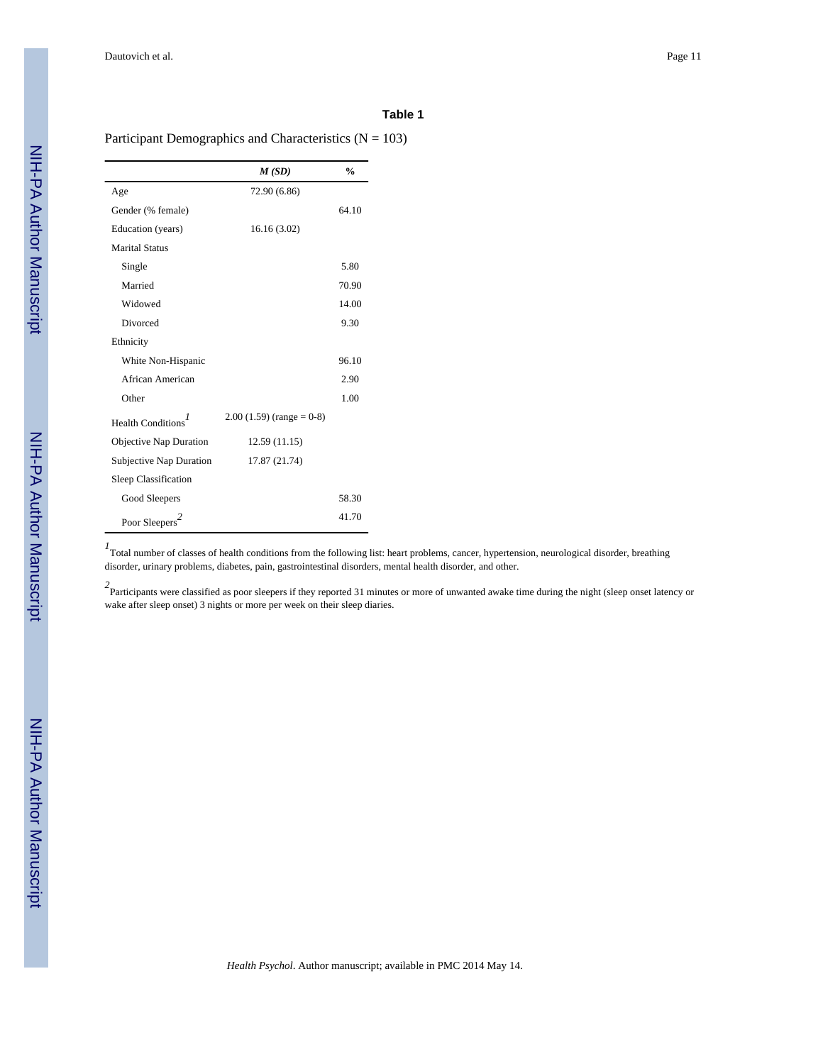**Table 1**

Participant Demographics and Characteristics (N = 103)

| | *M (SD)* | % |
|---|---|---|
| Age | 72.90 (6.86) | |
| Gender (% female) | | 64.10 |
| Education (years) | 16.16 (3.02) | |
| Marital Status | | |
| Single | | 5.80 |
| Married | | 70.90 |
| Widowed | | 14.00 |
| Divorced | | 9.30 |
| Ethnicity | | |
| White Non-Hispanic | | 96.10 |
| African American | | 2.90 |
| Other | | 1.00 |
| Health Conditions[1] | 2.00 (1.59) (range = 0-8) | |
| Objective Nap Duration | 12.59 (11.15) | |
| Subjective Nap Duration | 17.87 (21.74) | |
| Sleep Classification | | |
| Good Sleepers | | 58.30 |
| Poor Sleepers[2] | | 41.70 |

[1]Total number of classes of health conditions from the following list: heart problems, cancer, hypertension, neurological disorder, breathing disorder, urinary problems, diabetes, pain, gastrointestinal disorders, mental health disorder, and other.

[2]Participants were classified as poor sleepers if they reported 31 minutes or more of unwanted awake time during the night (sleep onset latency or wake after sleep onset) 3 nights or more per week on their sleep diaries.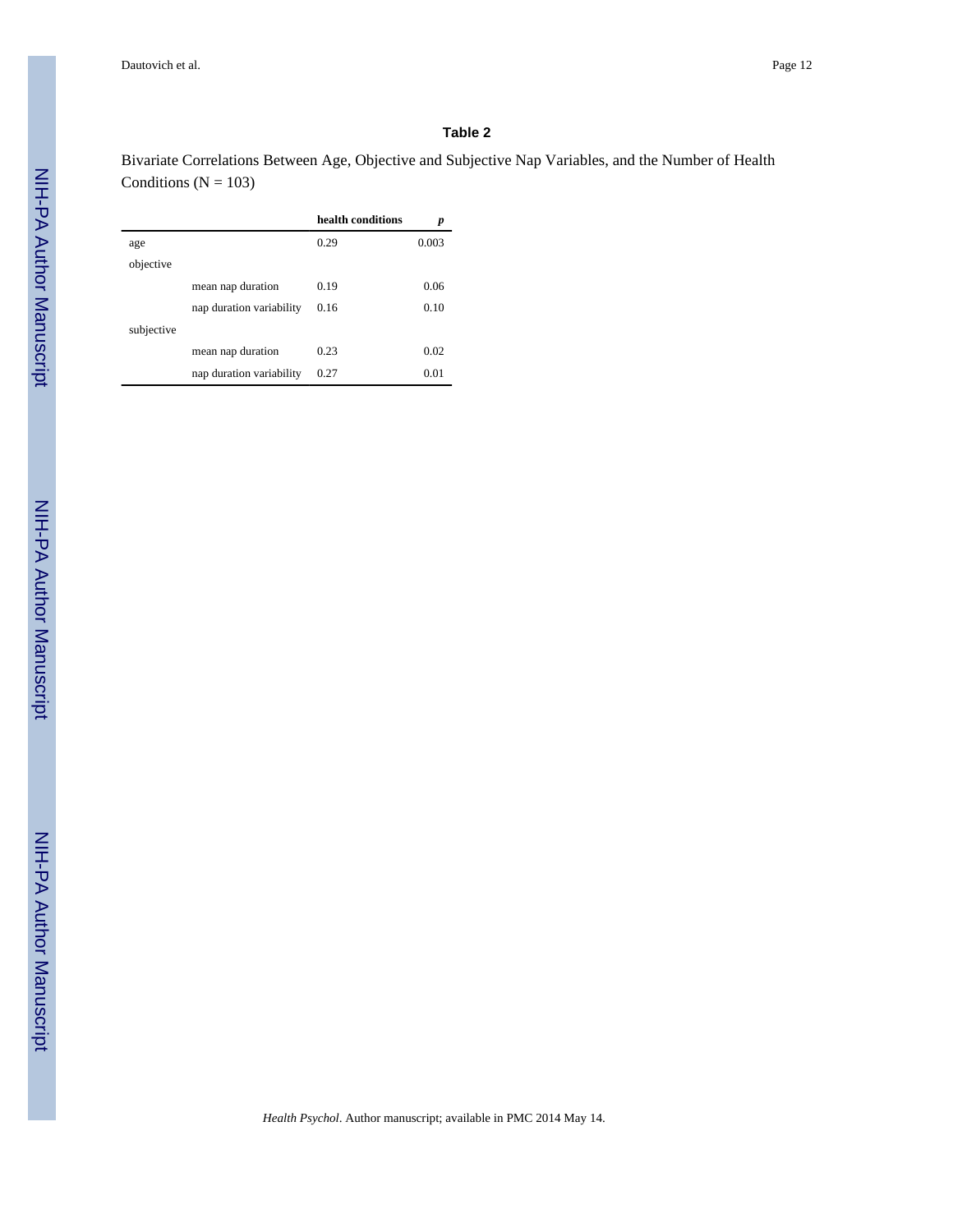**Table 2**

Bivariate Correlations Between Age, Objective and Subjective Nap Variables, and the Number of Health Conditions (N = 103)

| | | **health conditions** | ***p*** |
|---|---|---|---|
| age | | 0.29 | 0.003 |
| objective | | | |
| | mean nap duration | 0.19 | 0.06 |
| | nap duration variability | 0.16 | 0.10 |
| subjective | | | |
| | mean nap duration | 0.23 | 0.02 |
| | nap duration variability | 0.27 | 0.01 |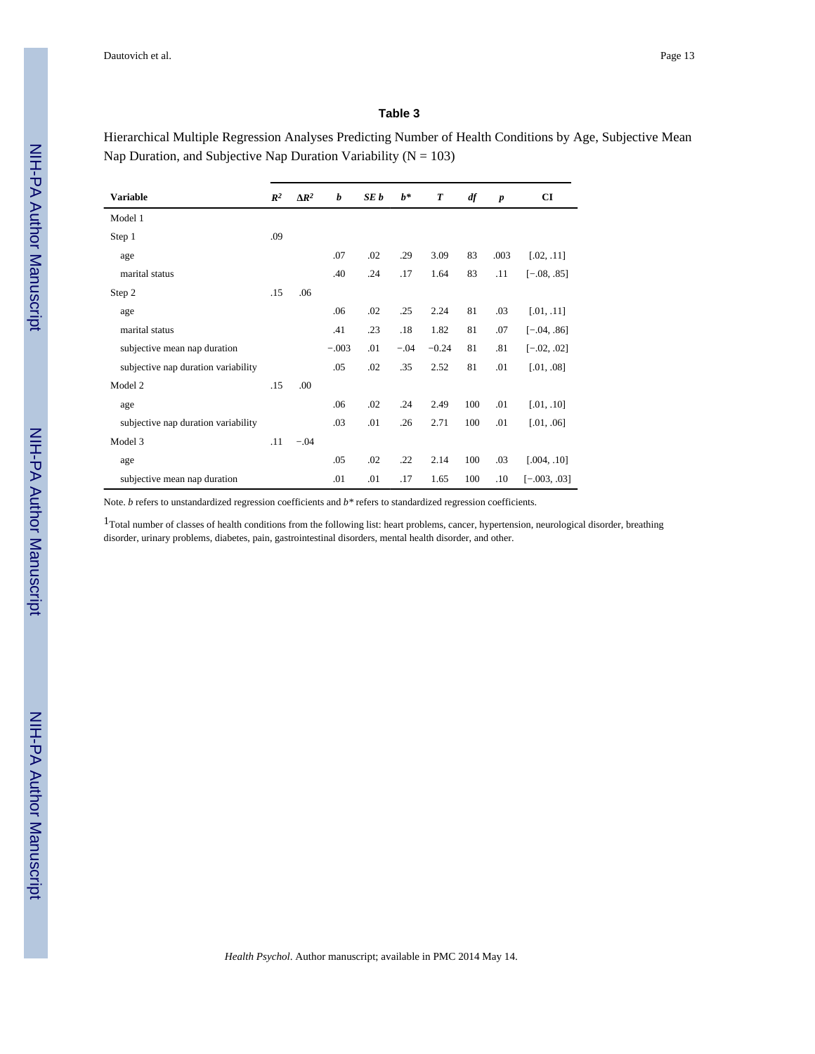**Table 3**

Hierarchical Multiple Regression Analyses Predicting Number of Health Conditions by Age, Subjective Mean Nap Duration, and Subjective Nap Duration Variability (N = 103)

| Variable | $R^2$ | $\Delta R^2$ | *b* | *SE b* | *b\** | *T* | *df* | *p* | CI |
|---|---|---|---|---|---|---|---|---|---|
| Model 1 | | | | | | | | | |
| Step 1 | .09 | | | | | | | | |
| age | | | .07 | .02 | .29 | 3.09 | 83 | .003 | [.02, .11] |
| marital status | | | .40 | .24 | .17 | 1.64 | 83 | .11 | [−.08, .85] |
| Step 2 | .15 | .06 | | | | | | | |
| age | | | .06 | .02 | .25 | 2.24 | 81 | .03 | [.01, .11] |
| marital status | | | .41 | .23 | .18 | 1.82 | 81 | .07 | [−.04, .86] |
| subjective mean nap duration | | | −.003 | .01 | −.04 | −0.24 | 81 | .81 | [−.02, .02] |
| subjective nap duration variability | | | .05 | .02 | .35 | 2.52 | 81 | .01 | [.01, .08] |
| Model 2 | .15 | .00 | | | | | | | |
| age | | | .06 | .02 | .24 | 2.49 | 100 | .01 | [.01, .10] |
| subjective nap duration variability | | | .03 | .01 | .26 | 2.71 | 100 | .01 | [.01, .06] |
| Model 3 | .11 | −.04 | | | | | | | |
| age | | | .05 | .02 | .22 | 2.14 | 100 | .03 | [.004, .10] |
| subjective mean nap duration | | | .01 | .01 | .17 | 1.65 | 100 | .10 | [−.003, .03] |

Note. *b* refers to unstandardized regression coefficients and *b\** refers to standardized regression coefficients.

[1]Total number of classes of health conditions from the following list: heart problems, cancer, hypertension, neurological disorder, breathing disorder, urinary problems, diabetes, pain, gastrointestinal disorders, mental health disorder, and other.